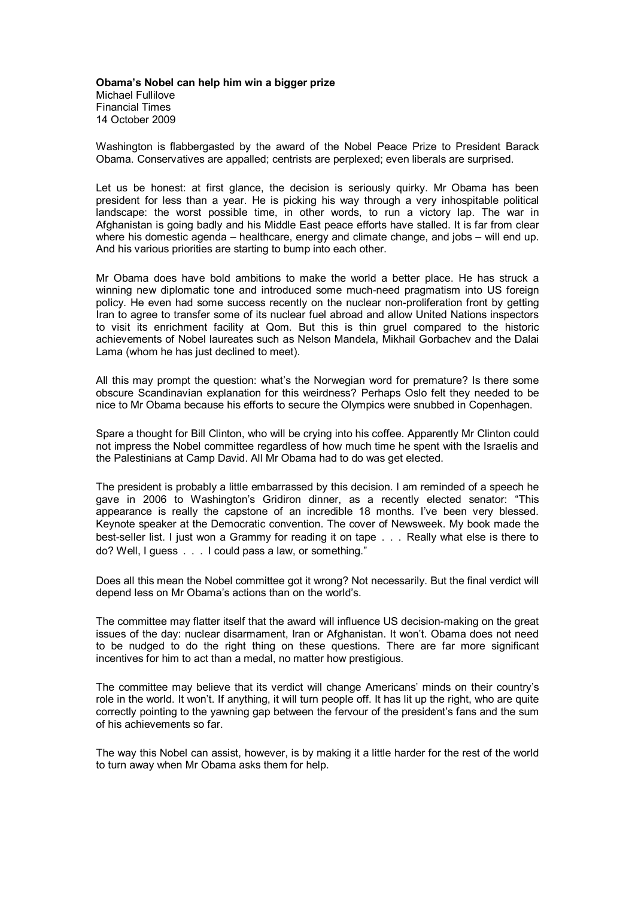**Obama's Nobel can help him win a bigger prize**
Michael Fullilove
Financial Times
14 October 2009

Washington is flabbergasted by the award of the Nobel Peace Prize to President Barack Obama. Conservatives are appalled; centrists are perplexed; even liberals are surprised.

Let us be honest: at first glance, the decision is seriously quirky. Mr Obama has been president for less than a year. He is picking his way through a very inhospitable political landscape: the worst possible time, in other words, to run a victory lap. The war in Afghanistan is going badly and his Middle East peace efforts have stalled. It is far from clear where his domestic agenda – healthcare, energy and climate change, and jobs – will end up. And his various priorities are starting to bump into each other.

Mr Obama does have bold ambitions to make the world a better place. He has struck a winning new diplomatic tone and introduced some much-need pragmatism into US foreign policy. He even had some success recently on the nuclear non-proliferation front by getting Iran to agree to transfer some of its nuclear fuel abroad and allow United Nations inspectors to visit its enrichment facility at Qom. But this is thin gruel compared to the historic achievements of Nobel laureates such as Nelson Mandela, Mikhail Gorbachev and the Dalai Lama (whom he has just declined to meet).

All this may prompt the question: what's the Norwegian word for premature? Is there some obscure Scandinavian explanation for this weirdness? Perhaps Oslo felt they needed to be nice to Mr Obama because his efforts to secure the Olympics were snubbed in Copenhagen.

Spare a thought for Bill Clinton, who will be crying into his coffee. Apparently Mr Clinton could not impress the Nobel committee regardless of how much time he spent with the Israelis and the Palestinians at Camp David. All Mr Obama had to do was get elected.

The president is probably a little embarrassed by this decision. I am reminded of a speech he gave in 2006 to Washington's Gridiron dinner, as a recently elected senator: "This appearance is really the capstone of an incredible 18 months. I've been very blessed. Keynote speaker at the Democratic convention. The cover of Newsweek. My book made the best-seller list. I just won a Grammy for reading it on tape . . . Really what else is there to do? Well, I guess . . . I could pass a law, or something."

Does all this mean the Nobel committee got it wrong? Not necessarily. But the final verdict will depend less on Mr Obama's actions than on the world's.

The committee may flatter itself that the award will influence US decision-making on the great issues of the day: nuclear disarmament, Iran or Afghanistan. It won't. Obama does not need to be nudged to do the right thing on these questions. There are far more significant incentives for him to act than a medal, no matter how prestigious.

The committee may believe that its verdict will change Americans' minds on their country's role in the world. It won't. If anything, it will turn people off. It has lit up the right, who are quite correctly pointing to the yawning gap between the fervour of the president's fans and the sum of his achievements so far.

The way this Nobel can assist, however, is by making it a little harder for the rest of the world to turn away when Mr Obama asks them for help.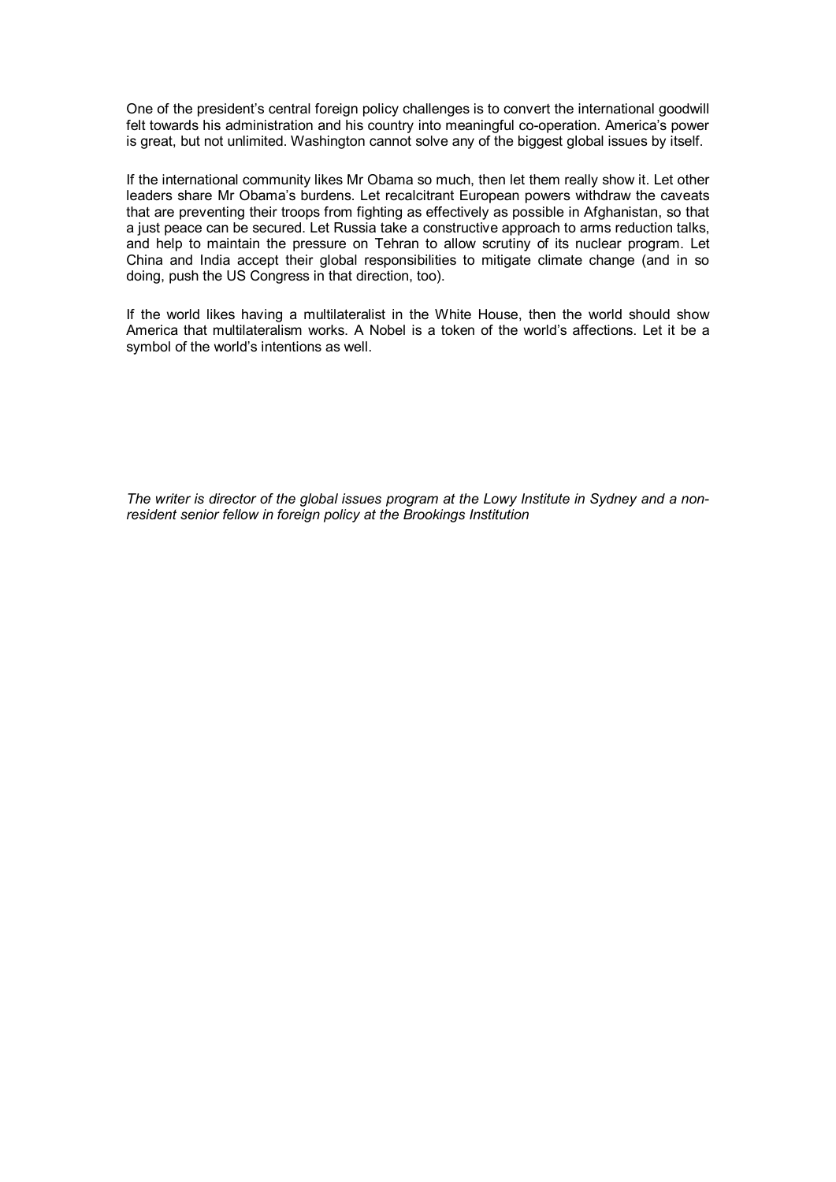One of the president's central foreign policy challenges is to convert the international goodwill felt towards his administration and his country into meaningful co-operation. America's power is great, but not unlimited. Washington cannot solve any of the biggest global issues by itself.

If the international community likes Mr Obama so much, then let them really show it. Let other leaders share Mr Obama's burdens. Let recalcitrant European powers withdraw the caveats that are preventing their troops from fighting as effectively as possible in Afghanistan, so that a just peace can be secured. Let Russia take a constructive approach to arms reduction talks, and help to maintain the pressure on Tehran to allow scrutiny of its nuclear program. Let China and India accept their global responsibilities to mitigate climate change (and in so doing, push the US Congress in that direction, too).

If the world likes having a multilateralist in the White House, then the world should show America that multilateralism works. A Nobel is a token of the world's affections. Let it be a symbol of the world's intentions as well.

*The writer is director of the global issues program at the Lowy Institute in Sydney and a non-resident senior fellow in foreign policy at the Brookings Institution*